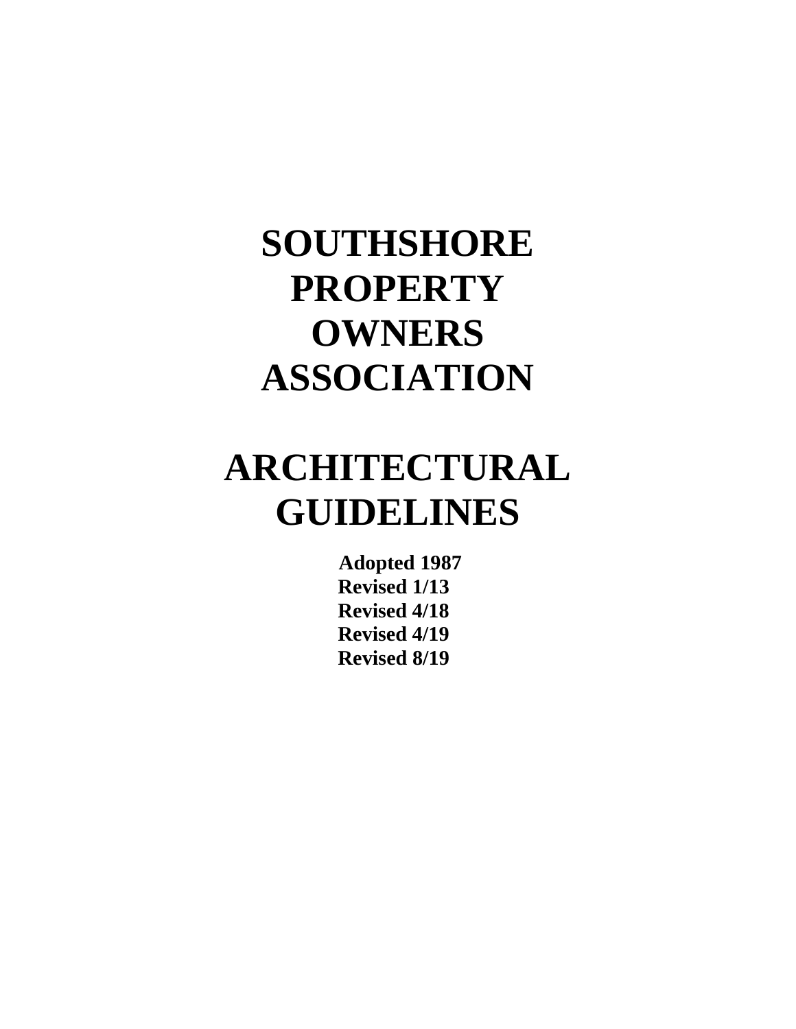# SOUTHSHORE PROPERTY OWNERS ASSOCIATION

# ARCHITECTURAL GUIDELINES

**Adopted 1987**
**Revised 1/13**
**Revised 4/18**
**Revised 4/19**
**Revised 8/19**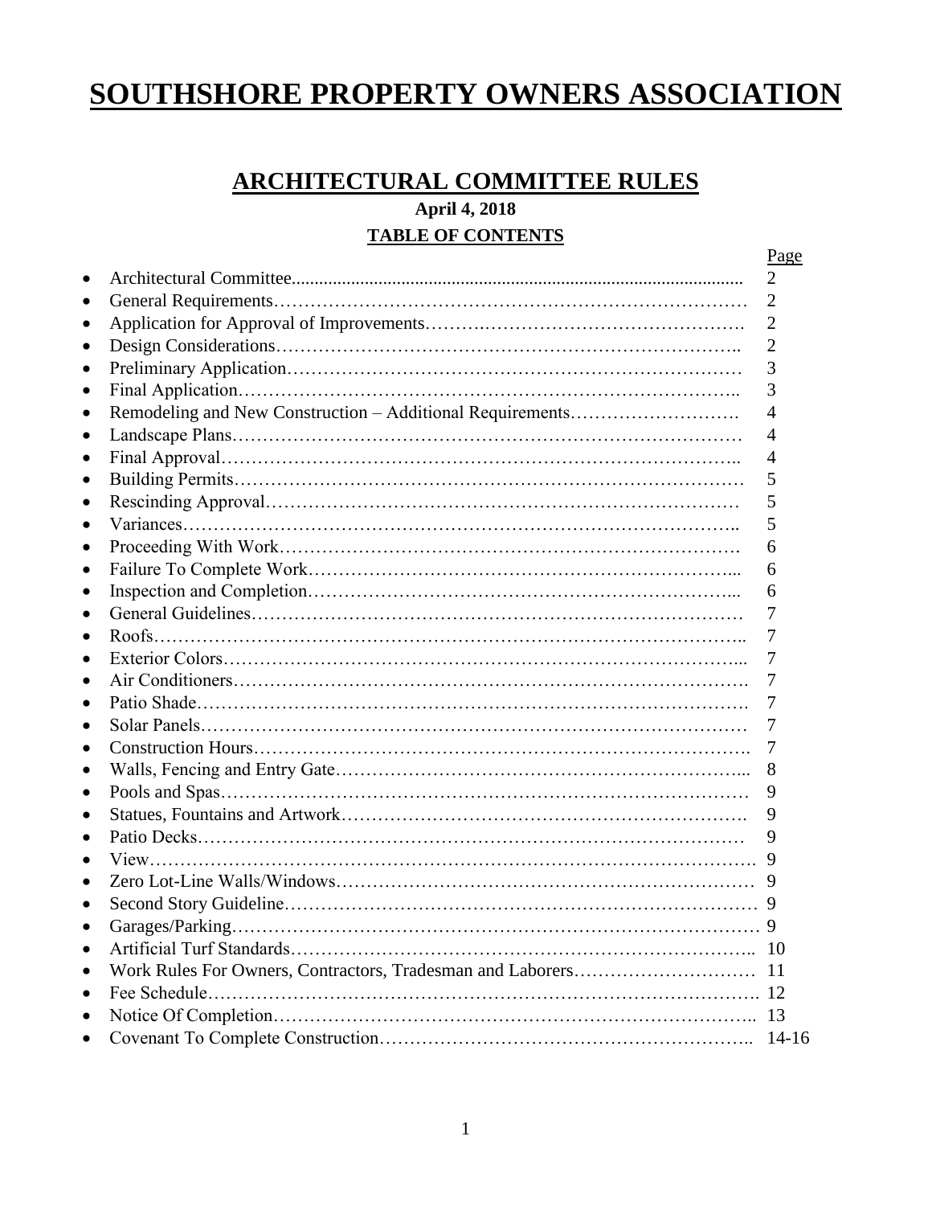# SOUTHSHORE PROPERTY OWNERS ASSOCIATION

## ARCHITECTURAL COMMITTEE RULES

**April 4, 2018**

**TABLE OF CONTENTS**

| | Page |
|---|---|
| Architectural Committee | 2 |
| General Requirements | 2 |
| Application for Approval of Improvements | 2 |
| Design Considerations | 2 |
| Preliminary Application | 3 |
| Final Application | 3 |
| Remodeling and New Construction – Additional Requirements | 4 |
| Landscape Plans | 4 |
| Final Approval | 4 |
| Building Permits | 5 |
| Rescinding Approval | 5 |
| Variances | 5 |
| Proceeding With Work | 6 |
| Failure To Complete Work | 6 |
| Inspection and Completion | 6 |
| General Guidelines | 7 |
| Roofs | 7 |
| Exterior Colors | 7 |
| Air Conditioners | 7 |
| Patio Shade | 7 |
| Solar Panels | 7 |
| Construction Hours | 7 |
| Walls, Fencing and Entry Gate | 8 |
| Pools and Spas | 9 |
| Statues, Fountains and Artwork | 9 |
| Patio Decks | 9 |
| View | 9 |
| Zero Lot-Line Walls/Windows | 9 |
| Second Story Guideline | 9 |
| Garages/Parking | 9 |
| Artificial Turf Standards | 10 |
| Work Rules For Owners, Contractors, Tradesman and Laborers | 11 |
| Fee Schedule | 12 |
| Notice Of Completion | 13 |
| Covenant To Complete Construction | 14-16 |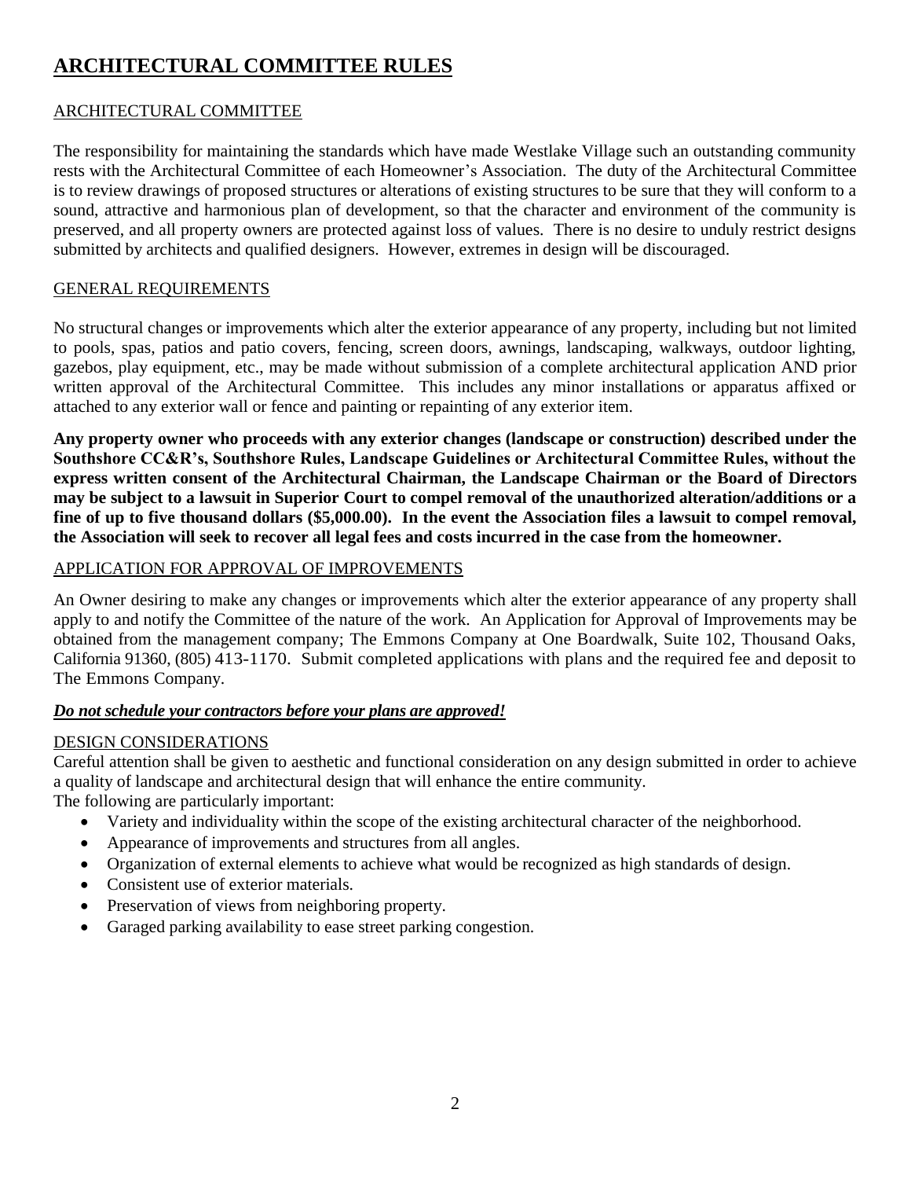# ARCHITECTURAL COMMITTEE RULES

## ARCHITECTURAL COMMITTEE

The responsibility for maintaining the standards which have made Westlake Village such an outstanding community rests with the Architectural Committee of each Homeowner's Association. The duty of the Architectural Committee is to review drawings of proposed structures or alterations of existing structures to be sure that they will conform to a sound, attractive and harmonious plan of development, so that the character and environment of the community is preserved, and all property owners are protected against loss of values. There is no desire to unduly restrict designs submitted by architects and qualified designers. However, extremes in design will be discouraged.

## GENERAL REQUIREMENTS

No structural changes or improvements which alter the exterior appearance of any property, including but not limited to pools, spas, patios and patio covers, fencing, screen doors, awnings, landscaping, walkways, outdoor lighting, gazebos, play equipment, etc., may be made without submission of a complete architectural application AND prior written approval of the Architectural Committee. This includes any minor installations or apparatus affixed or attached to any exterior wall or fence and painting or repainting of any exterior item.

**Any property owner who proceeds with any exterior changes (landscape or construction) described under the Southshore CC&R's, Southshore Rules, Landscape Guidelines or Architectural Committee Rules, without the express written consent of the Architectural Chairman, the Landscape Chairman or the Board of Directors may be subject to a lawsuit in Superior Court to compel removal of the unauthorized alteration/additions or a fine of up to five thousand dollars ($5,000.00). In the event the Association files a lawsuit to compel removal, the Association will seek to recover all legal fees and costs incurred in the case from the homeowner.**

## APPLICATION FOR APPROVAL OF IMPROVEMENTS

An Owner desiring to make any changes or improvements which alter the exterior appearance of any property shall apply to and notify the Committee of the nature of the work. An Application for Approval of Improvements may be obtained from the management company; The Emmons Company at One Boardwalk, Suite 102, Thousand Oaks, California 91360, (805) 413-1170. Submit completed applications with plans and the required fee and deposit to The Emmons Company.

***Do not schedule your contractors before your plans are approved!***

## DESIGN CONSIDERATIONS

Careful attention shall be given to aesthetic and functional consideration on any design submitted in order to achieve a quality of landscape and architectural design that will enhance the entire community.
The following are particularly important:

- Variety and individuality within the scope of the existing architectural character of the neighborhood.
- Appearance of improvements and structures from all angles.
- Organization of external elements to achieve what would be recognized as high standards of design.
- Consistent use of exterior materials.
- Preservation of views from neighboring property.
- Garaged parking availability to ease street parking congestion.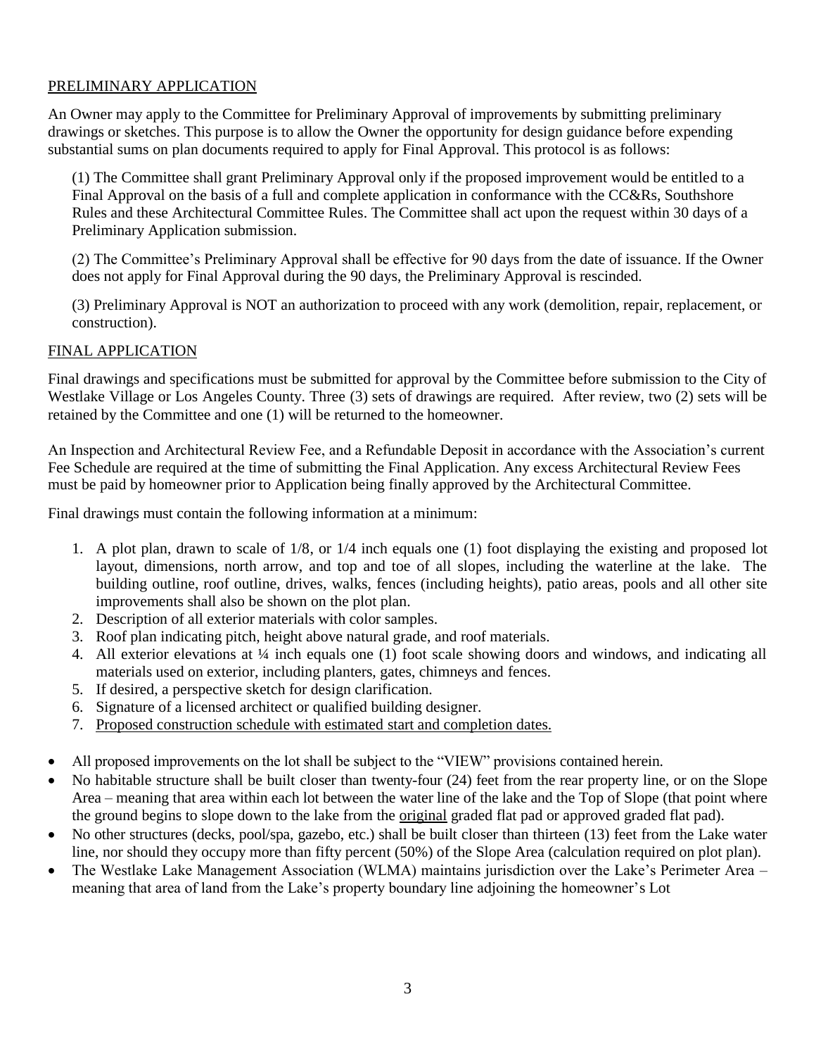## PRELIMINARY APPLICATION

An Owner may apply to the Committee for Preliminary Approval of improvements by submitting preliminary drawings or sketches. This purpose is to allow the Owner the opportunity for design guidance before expending substantial sums on plan documents required to apply for Final Approval. This protocol is as follows:

(1) The Committee shall grant Preliminary Approval only if the proposed improvement would be entitled to a Final Approval on the basis of a full and complete application in conformance with the CC&Rs, Southshore Rules and these Architectural Committee Rules. The Committee shall act upon the request within 30 days of a Preliminary Application submission.

(2) The Committee's Preliminary Approval shall be effective for 90 days from the date of issuance. If the Owner does not apply for Final Approval during the 90 days, the Preliminary Approval is rescinded.

(3) Preliminary Approval is NOT an authorization to proceed with any work (demolition, repair, replacement, or construction).

## FINAL APPLICATION

Final drawings and specifications must be submitted for approval by the Committee before submission to the City of Westlake Village or Los Angeles County. Three (3) sets of drawings are required. After review, two (2) sets will be retained by the Committee and one (1) will be returned to the homeowner.

An Inspection and Architectural Review Fee, and a Refundable Deposit in accordance with the Association's current Fee Schedule are required at the time of submitting the Final Application. Any excess Architectural Review Fees must be paid by homeowner prior to Application being finally approved by the Architectural Committee.

Final drawings must contain the following information at a minimum:

1. A plot plan, drawn to scale of 1/8, or 1/4 inch equals one (1) foot displaying the existing and proposed lot layout, dimensions, north arrow, and top and toe of all slopes, including the waterline at the lake. The building outline, roof outline, drives, walks, fences (including heights), patio areas, pools and all other site improvements shall also be shown on the plot plan.
2. Description of all exterior materials with color samples.
3. Roof plan indicating pitch, height above natural grade, and roof materials.
4. All exterior elevations at ¼ inch equals one (1) foot scale showing doors and windows, and indicating all materials used on exterior, including planters, gates, chimneys and fences.
5. If desired, a perspective sketch for design clarification.
6. Signature of a licensed architect or qualified building designer.
7. Proposed construction schedule with estimated start and completion dates.

- All proposed improvements on the lot shall be subject to the "VIEW" provisions contained herein.
- No habitable structure shall be built closer than twenty-four (24) feet from the rear property line, or on the Slope Area – meaning that area within each lot between the water line of the lake and the Top of Slope (that point where the ground begins to slope down to the lake from the original graded flat pad or approved graded flat pad).
- No other structures (decks, pool/spa, gazebo, etc.) shall be built closer than thirteen (13) feet from the Lake water line, nor should they occupy more than fifty percent (50%) of the Slope Area (calculation required on plot plan).
- The Westlake Lake Management Association (WLMA) maintains jurisdiction over the Lake's Perimeter Area – meaning that area of land from the Lake's property boundary line adjoining the homeowner's Lot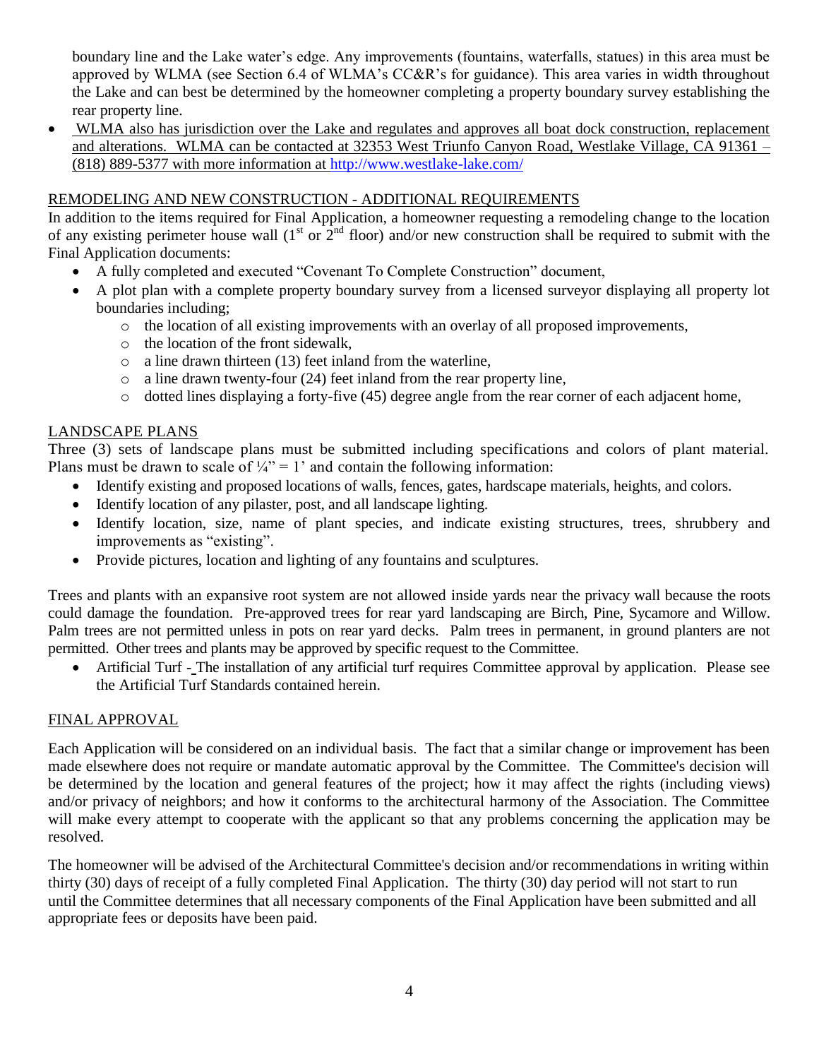boundary line and the Lake water's edge. Any improvements (fountains, waterfalls, statues) in this area must be approved by WLMA (see Section 6.4 of WLMA's CC&R's for guidance). This area varies in width throughout the Lake and can best be determined by the homeowner completing a property boundary survey establishing the rear property line.

- WLMA also has jurisdiction over the Lake and regulates and approves all boat dock construction, replacement and alterations. WLMA can be contacted at 32353 West Triunfo Canyon Road, Westlake Village, CA 91361 – (818) 889-5377 with more information at http://www.westlake-lake.com/

## REMODELING AND NEW CONSTRUCTION - ADDITIONAL REQUIREMENTS

In addition to the items required for Final Application, a homeowner requesting a remodeling change to the location of any existing perimeter house wall (1st or 2nd floor) and/or new construction shall be required to submit with the Final Application documents:

- A fully completed and executed "Covenant To Complete Construction" document,
- A plot plan with a complete property boundary survey from a licensed surveyor displaying all property lot boundaries including;
  - the location of all existing improvements with an overlay of all proposed improvements,
  - the location of the front sidewalk,
  - a line drawn thirteen (13) feet inland from the waterline,
  - a line drawn twenty-four (24) feet inland from the rear property line,
  - dotted lines displaying a forty-five (45) degree angle from the rear corner of each adjacent home,

## LANDSCAPE PLANS

Three (3) sets of landscape plans must be submitted including specifications and colors of plant material. Plans must be drawn to scale of ¼" = 1' and contain the following information:

- Identify existing and proposed locations of walls, fences, gates, hardscape materials, heights, and colors.
- Identify location of any pilaster, post, and all landscape lighting.
- Identify location, size, name of plant species, and indicate existing structures, trees, shrubbery and improvements as "existing".
- Provide pictures, location and lighting of any fountains and sculptures.

Trees and plants with an expansive root system are not allowed inside yards near the privacy wall because the roots could damage the foundation. Pre-approved trees for rear yard landscaping are Birch, Pine, Sycamore and Willow. Palm trees are not permitted unless in pots on rear yard decks. Palm trees in permanent, in ground planters are not permitted. Other trees and plants may be approved by specific request to the Committee.

- Artificial Turf - The installation of any artificial turf requires Committee approval by application. Please see the Artificial Turf Standards contained herein.

## FINAL APPROVAL

Each Application will be considered on an individual basis. The fact that a similar change or improvement has been made elsewhere does not require or mandate automatic approval by the Committee. The Committee's decision will be determined by the location and general features of the project; how it may affect the rights (including views) and/or privacy of neighbors; and how it conforms to the architectural harmony of the Association. The Committee will make every attempt to cooperate with the applicant so that any problems concerning the application may be resolved.

The homeowner will be advised of the Architectural Committee's decision and/or recommendations in writing within thirty (30) days of receipt of a fully completed Final Application. The thirty (30) day period will not start to run until the Committee determines that all necessary components of the Final Application have been submitted and all appropriate fees or deposits have been paid.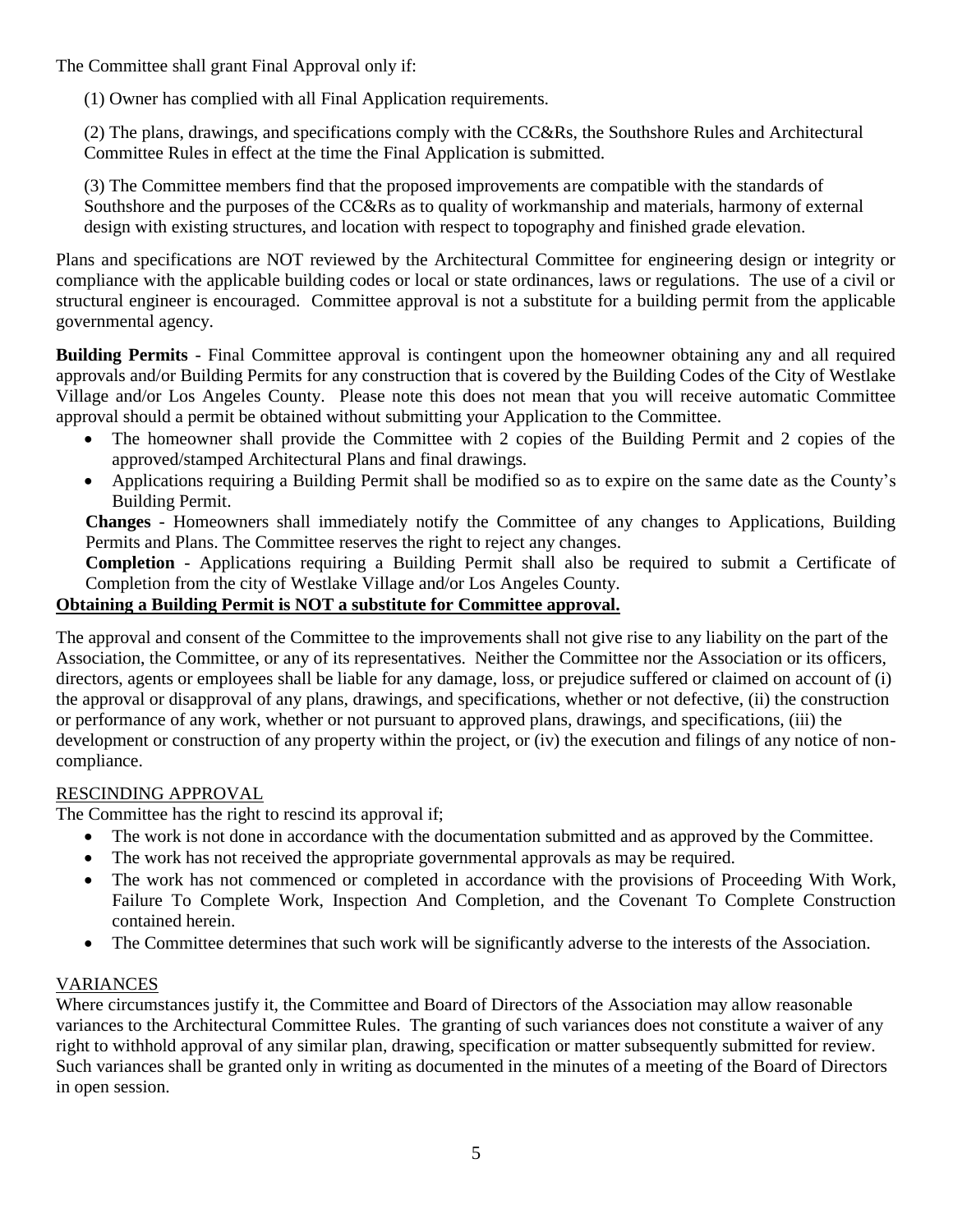The Committee shall grant Final Approval only if:

(1) Owner has complied with all Final Application requirements.

(2) The plans, drawings, and specifications comply with the CC&Rs, the Southshore Rules and Architectural Committee Rules in effect at the time the Final Application is submitted.

(3) The Committee members find that the proposed improvements are compatible with the standards of Southshore and the purposes of the CC&Rs as to quality of workmanship and materials, harmony of external design with existing structures, and location with respect to topography and finished grade elevation.

Plans and specifications are NOT reviewed by the Architectural Committee for engineering design or integrity or compliance with the applicable building codes or local or state ordinances, laws or regulations. The use of a civil or structural engineer is encouraged. Committee approval is not a substitute for a building permit from the applicable governmental agency.

**Building Permits** - Final Committee approval is contingent upon the homeowner obtaining any and all required approvals and/or Building Permits for any construction that is covered by the Building Codes of the City of Westlake Village and/or Los Angeles County. Please note this does not mean that you will receive automatic Committee approval should a permit be obtained without submitting your Application to the Committee.

- The homeowner shall provide the Committee with 2 copies of the Building Permit and 2 copies of the approved/stamped Architectural Plans and final drawings.
- Applications requiring a Building Permit shall be modified so as to expire on the same date as the County's Building Permit.

**Changes** - Homeowners shall immediately notify the Committee of any changes to Applications, Building Permits and Plans. The Committee reserves the right to reject any changes.

**Completion** - Applications requiring a Building Permit shall also be required to submit a Certificate of Completion from the city of Westlake Village and/or Los Angeles County.

**<u>Obtaining a Building Permit is NOT a substitute for Committee approval.</u>**

The approval and consent of the Committee to the improvements shall not give rise to any liability on the part of the Association, the Committee, or any of its representatives. Neither the Committee nor the Association or its officers, directors, agents or employees shall be liable for any damage, loss, or prejudice suffered or claimed on account of (i) the approval or disapproval of any plans, drawings, and specifications, whether or not defective, (ii) the construction or performance of any work, whether or not pursuant to approved plans, drawings, and specifications, (iii) the development or construction of any property within the project, or (iv) the execution and filings of any notice of non-compliance.

## RESCINDING APPROVAL

The Committee has the right to rescind its approval if;

- The work is not done in accordance with the documentation submitted and as approved by the Committee.
- The work has not received the appropriate governmental approvals as may be required.
- The work has not commenced or completed in accordance with the provisions of Proceeding With Work, Failure To Complete Work, Inspection And Completion, and the Covenant To Complete Construction contained herein.
- The Committee determines that such work will be significantly adverse to the interests of the Association.

## VARIANCES

Where circumstances justify it, the Committee and Board of Directors of the Association may allow reasonable variances to the Architectural Committee Rules. The granting of such variances does not constitute a waiver of any right to withhold approval of any similar plan, drawing, specification or matter subsequently submitted for review. Such variances shall be granted only in writing as documented in the minutes of a meeting of the Board of Directors in open session.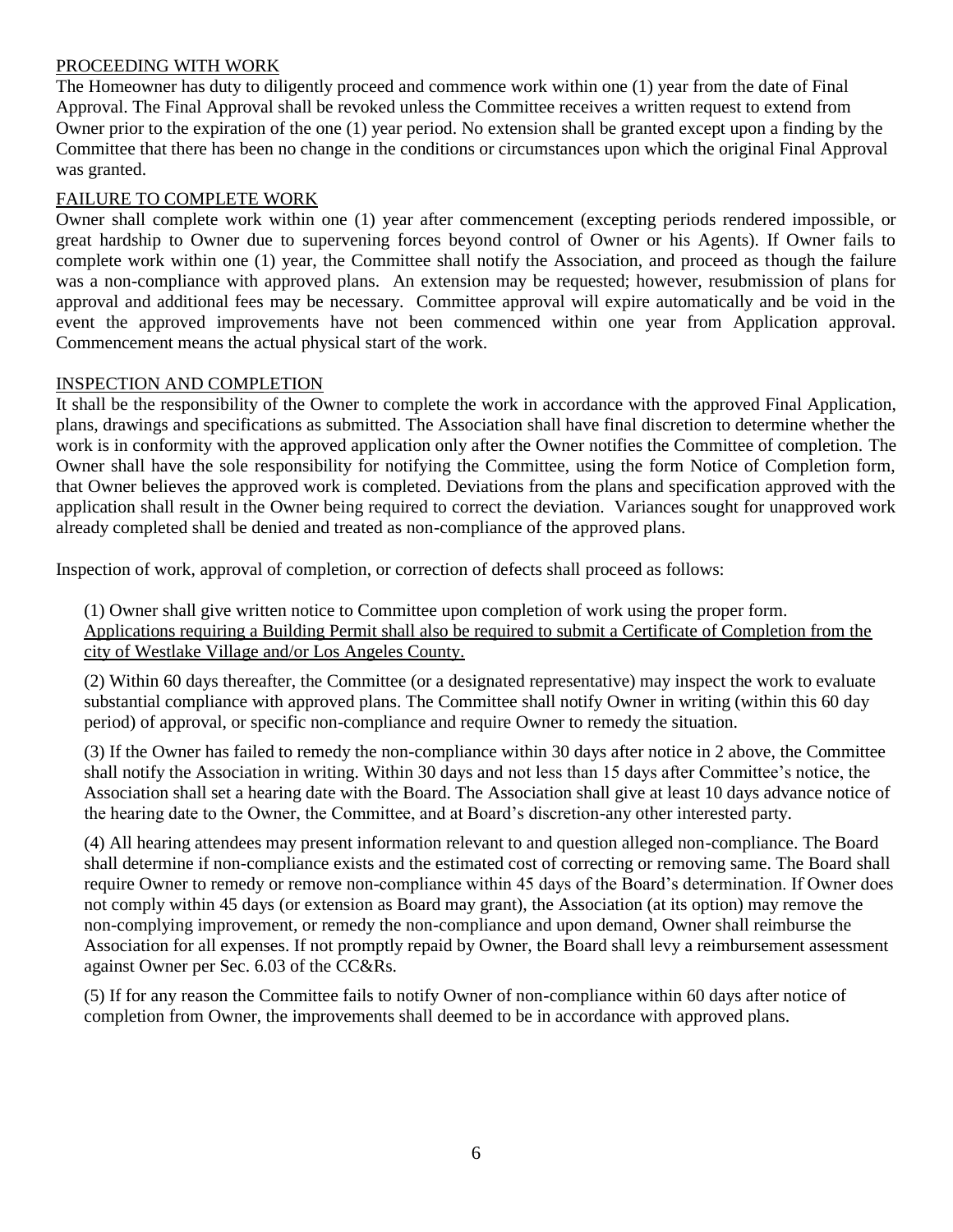## PROCEEDING WITH WORK

The Homeowner has duty to diligently proceed and commence work within one (1) year from the date of Final Approval. The Final Approval shall be revoked unless the Committee receives a written request to extend from Owner prior to the expiration of the one (1) year period. No extension shall be granted except upon a finding by the Committee that there has been no change in the conditions or circumstances upon which the original Final Approval was granted.

## FAILURE TO COMPLETE WORK

Owner shall complete work within one (1) year after commencement (excepting periods rendered impossible, or great hardship to Owner due to supervening forces beyond control of Owner or his Agents). If Owner fails to complete work within one (1) year, the Committee shall notify the Association, and proceed as though the failure was a non-compliance with approved plans. An extension may be requested; however, resubmission of plans for approval and additional fees may be necessary. Committee approval will expire automatically and be void in the event the approved improvements have not been commenced within one year from Application approval. Commencement means the actual physical start of the work.

## INSPECTION AND COMPLETION

It shall be the responsibility of the Owner to complete the work in accordance with the approved Final Application, plans, drawings and specifications as submitted. The Association shall have final discretion to determine whether the work is in conformity with the approved application only after the Owner notifies the Committee of completion. The Owner shall have the sole responsibility for notifying the Committee, using the form Notice of Completion form, that Owner believes the approved work is completed. Deviations from the plans and specification approved with the application shall result in the Owner being required to correct the deviation. Variances sought for unapproved work already completed shall be denied and treated as non-compliance of the approved plans.

Inspection of work, approval of completion, or correction of defects shall proceed as follows:

(1) Owner shall give written notice to Committee upon completion of work using the proper form. Applications requiring a Building Permit shall also be required to submit a Certificate of Completion from the city of Westlake Village and/or Los Angeles County.

(2) Within 60 days thereafter, the Committee (or a designated representative) may inspect the work to evaluate substantial compliance with approved plans. The Committee shall notify Owner in writing (within this 60 day period) of approval, or specific non-compliance and require Owner to remedy the situation.

(3) If the Owner has failed to remedy the non-compliance within 30 days after notice in 2 above, the Committee shall notify the Association in writing. Within 30 days and not less than 15 days after Committee's notice, the Association shall set a hearing date with the Board. The Association shall give at least 10 days advance notice of the hearing date to the Owner, the Committee, and at Board's discretion-any other interested party.

(4) All hearing attendees may present information relevant to and question alleged non-compliance. The Board shall determine if non-compliance exists and the estimated cost of correcting or removing same. The Board shall require Owner to remedy or remove non-compliance within 45 days of the Board's determination. If Owner does not comply within 45 days (or extension as Board may grant), the Association (at its option) may remove the non-complying improvement, or remedy the non-compliance and upon demand, Owner shall reimburse the Association for all expenses. If not promptly repaid by Owner, the Board shall levy a reimbursement assessment against Owner per Sec. 6.03 of the CC&Rs.

(5) If for any reason the Committee fails to notify Owner of non-compliance within 60 days after notice of completion from Owner, the improvements shall deemed to be in accordance with approved plans.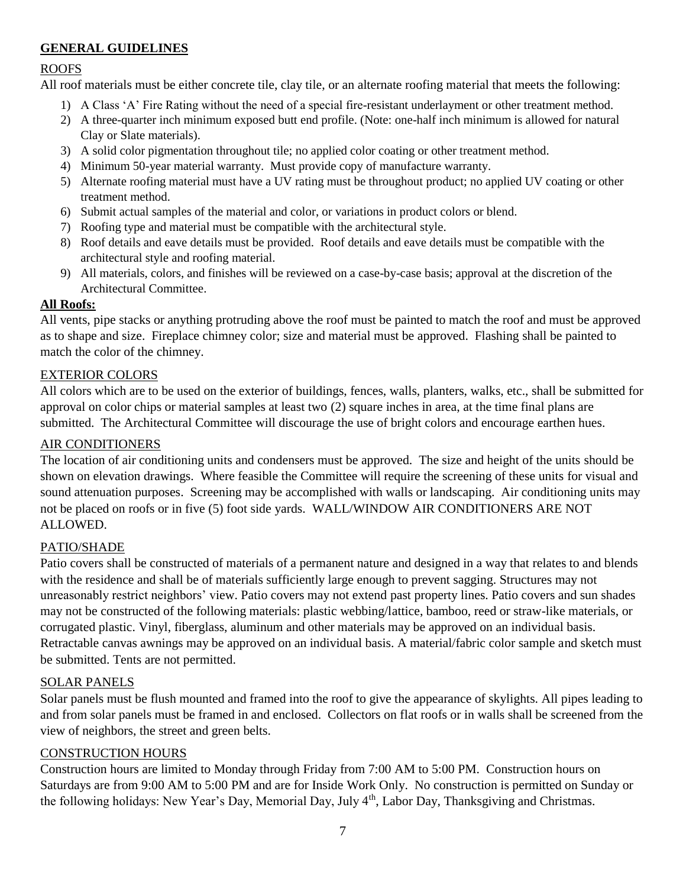## GENERAL GUIDELINES

### ROOFS

All roof materials must be either concrete tile, clay tile, or an alternate roofing material that meets the following:

1) A Class 'A' Fire Rating without the need of a special fire-resistant underlayment or other treatment method.
2) A three-quarter inch minimum exposed butt end profile. (Note: one-half inch minimum is allowed for natural Clay or Slate materials).
3) A solid color pigmentation throughout tile; no applied color coating or other treatment method.
4) Minimum 50-year material warranty. Must provide copy of manufacture warranty.
5) Alternate roofing material must have a UV rating must be throughout product; no applied UV coating or other treatment method.
6) Submit actual samples of the material and color, or variations in product colors or blend.
7) Roofing type and material must be compatible with the architectural style.
8) Roof details and eave details must be provided. Roof details and eave details must be compatible with the architectural style and roofing material.
9) All materials, colors, and finishes will be reviewed on a case-by-case basis; approval at the discretion of the Architectural Committee.

**All Roofs:**

All vents, pipe stacks or anything protruding above the roof must be painted to match the roof and must be approved as to shape and size. Fireplace chimney color; size and material must be approved. Flashing shall be painted to match the color of the chimney.

### EXTERIOR COLORS

All colors which are to be used on the exterior of buildings, fences, walls, planters, walks, etc., shall be submitted for approval on color chips or material samples at least two (2) square inches in area, at the time final plans are submitted. The Architectural Committee will discourage the use of bright colors and encourage earthen hues.

### AIR CONDITIONERS

The location of air conditioning units and condensers must be approved. The size and height of the units should be shown on elevation drawings. Where feasible the Committee will require the screening of these units for visual and sound attenuation purposes. Screening may be accomplished with walls or landscaping. Air conditioning units may not be placed on roofs or in five (5) foot side yards. WALL/WINDOW AIR CONDITIONERS ARE NOT ALLOWED.

### PATIO/SHADE

Patio covers shall be constructed of materials of a permanent nature and designed in a way that relates to and blends with the residence and shall be of materials sufficiently large enough to prevent sagging. Structures may not unreasonably restrict neighbors' view. Patio covers may not extend past property lines. Patio covers and sun shades may not be constructed of the following materials: plastic webbing/lattice, bamboo, reed or straw-like materials, or corrugated plastic. Vinyl, fiberglass, aluminum and other materials may be approved on an individual basis. Retractable canvas awnings may be approved on an individual basis. A material/fabric color sample and sketch must be submitted. Tents are not permitted.

### SOLAR PANELS

Solar panels must be flush mounted and framed into the roof to give the appearance of skylights. All pipes leading to and from solar panels must be framed in and enclosed. Collectors on flat roofs or in walls shall be screened from the view of neighbors, the street and green belts.

### CONSTRUCTION HOURS

Construction hours are limited to Monday through Friday from 7:00 AM to 5:00 PM. Construction hours on Saturdays are from 9:00 AM to 5:00 PM and are for Inside Work Only. No construction is permitted on Sunday or the following holidays: New Year's Day, Memorial Day, July 4th, Labor Day, Thanksgiving and Christmas.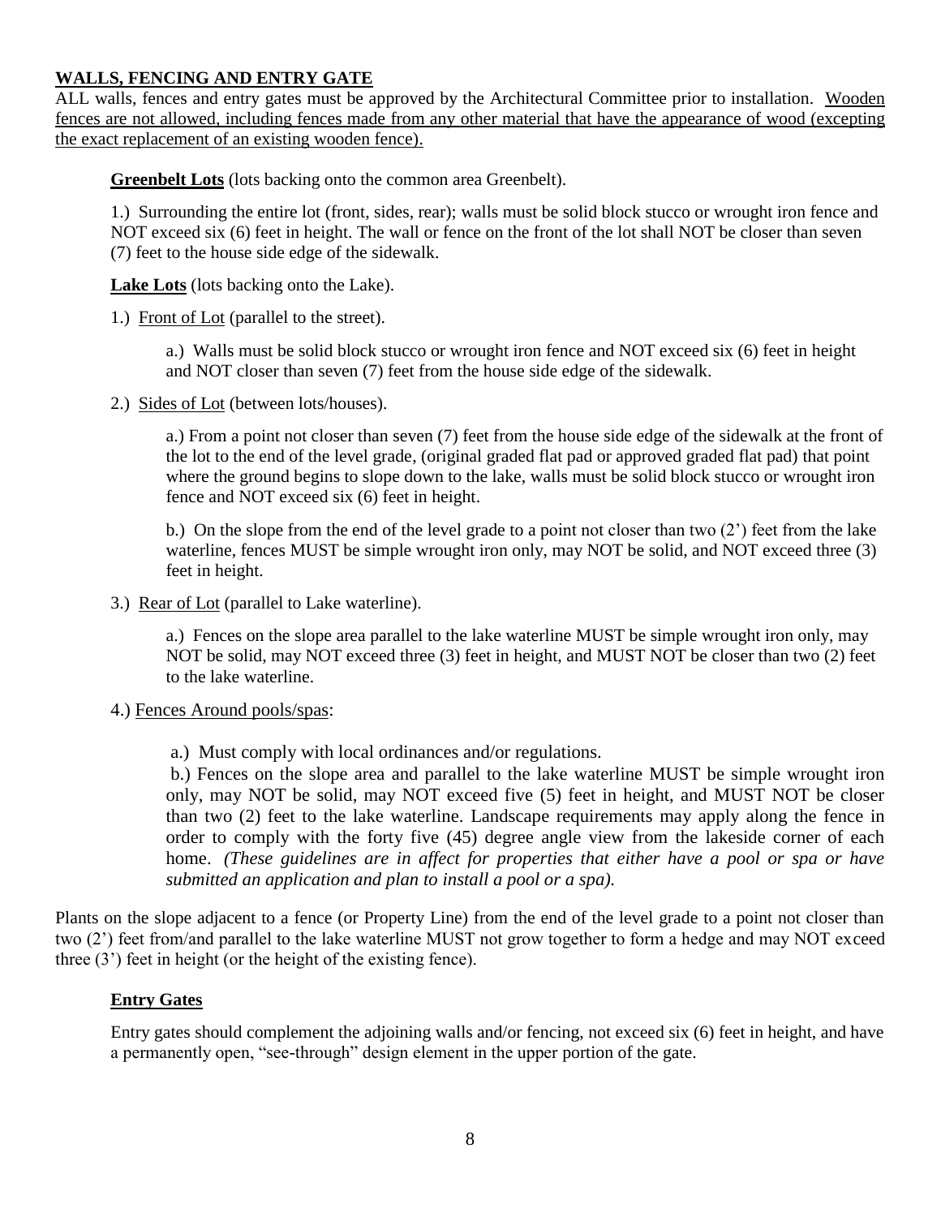## WALLS, FENCING AND ENTRY GATE

ALL walls, fences and entry gates must be approved by the Architectural Committee prior to installation. Wooden fences are not allowed, including fences made from any other material that have the appearance of wood (excepting the exact replacement of an existing wooden fence).

**Greenbelt Lots** (lots backing onto the common area Greenbelt).

1.) Surrounding the entire lot (front, sides, rear); walls must be solid block stucco or wrought iron fence and NOT exceed six (6) feet in height. The wall or fence on the front of the lot shall NOT be closer than seven (7) feet to the house side edge of the sidewalk.

**Lake Lots** (lots backing onto the Lake).

1.) Front of Lot (parallel to the street).

a.) Walls must be solid block stucco or wrought iron fence and NOT exceed six (6) feet in height and NOT closer than seven (7) feet from the house side edge of the sidewalk.

2.) Sides of Lot (between lots/houses).

a.) From a point not closer than seven (7) feet from the house side edge of the sidewalk at the front of the lot to the end of the level grade, (original graded flat pad or approved graded flat pad) that point where the ground begins to slope down to the lake, walls must be solid block stucco or wrought iron fence and NOT exceed six (6) feet in height.

b.) On the slope from the end of the level grade to a point not closer than two (2') feet from the lake waterline, fences MUST be simple wrought iron only, may NOT be solid, and NOT exceed three (3) feet in height.

3.) Rear of Lot (parallel to Lake waterline).

a.) Fences on the slope area parallel to the lake waterline MUST be simple wrought iron only, may NOT be solid, may NOT exceed three (3) feet in height, and MUST NOT be closer than two (2) feet to the lake waterline.

4.) Fences Around pools/spas:

a.) Must comply with local ordinances and/or regulations.

b.) Fences on the slope area and parallel to the lake waterline MUST be simple wrought iron only, may NOT be solid, may NOT exceed five (5) feet in height, and MUST NOT be closer than two (2) feet to the lake waterline. Landscape requirements may apply along the fence in order to comply with the forty five (45) degree angle view from the lakeside corner of each home. *(These guidelines are in affect for properties that either have a pool or spa or have submitted an application and plan to install a pool or a spa).*

Plants on the slope adjacent to a fence (or Property Line) from the end of the level grade to a point not closer than two (2') feet from/and parallel to the lake waterline MUST not grow together to form a hedge and may NOT exceed three (3') feet in height (or the height of the existing fence).

**Entry Gates**

Entry gates should complement the adjoining walls and/or fencing, not exceed six (6) feet in height, and have a permanently open, "see-through" design element in the upper portion of the gate.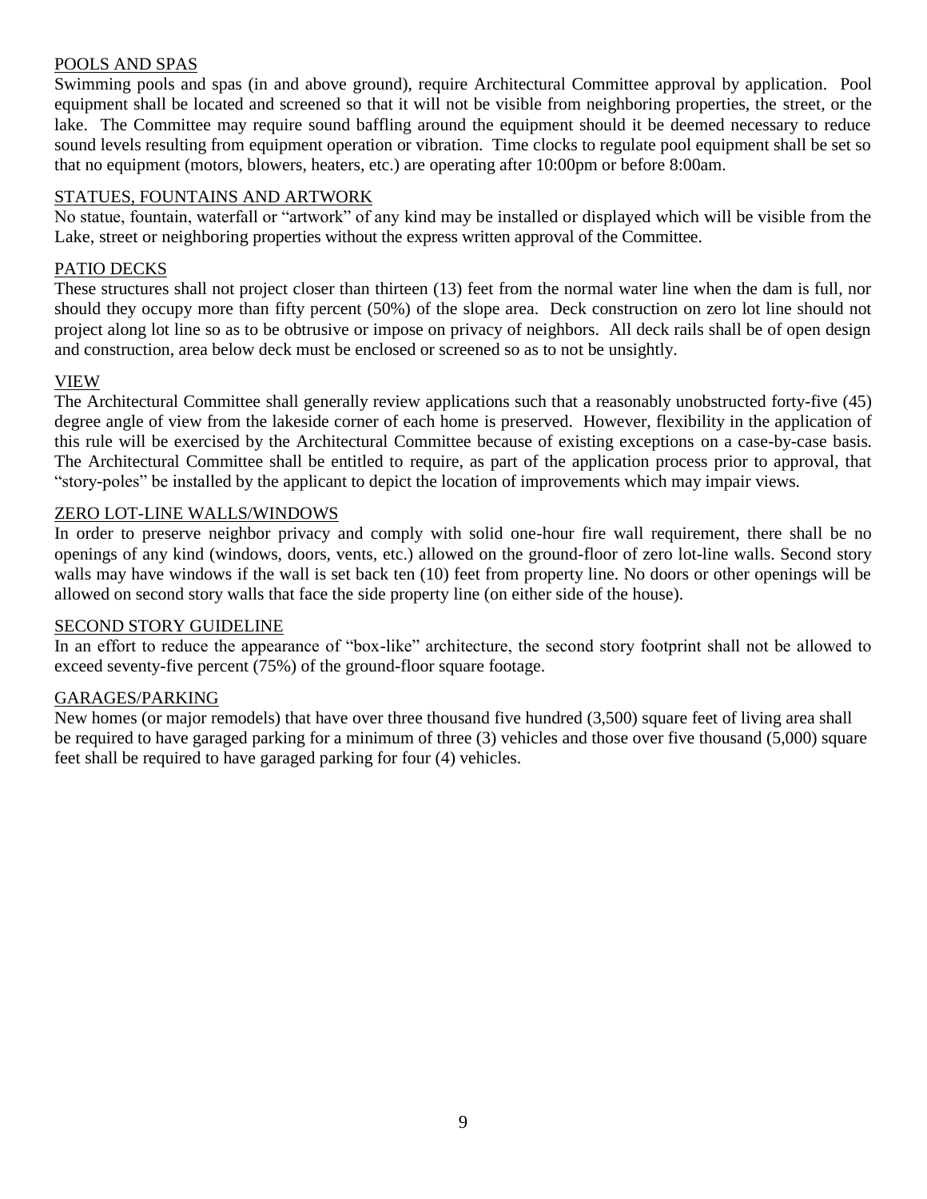## POOLS AND SPAS

Swimming pools and spas (in and above ground), require Architectural Committee approval by application. Pool equipment shall be located and screened so that it will not be visible from neighboring properties, the street, or the lake. The Committee may require sound baffling around the equipment should it be deemed necessary to reduce sound levels resulting from equipment operation or vibration. Time clocks to regulate pool equipment shall be set so that no equipment (motors, blowers, heaters, etc.) are operating after 10:00pm or before 8:00am.

## STATUES, FOUNTAINS AND ARTWORK

No statue, fountain, waterfall or "artwork" of any kind may be installed or displayed which will be visible from the Lake, street or neighboring properties without the express written approval of the Committee.

## PATIO DECKS

These structures shall not project closer than thirteen (13) feet from the normal water line when the dam is full, nor should they occupy more than fifty percent (50%) of the slope area. Deck construction on zero lot line should not project along lot line so as to be obtrusive or impose on privacy of neighbors. All deck rails shall be of open design and construction, area below deck must be enclosed or screened so as to not be unsightly.

## VIEW

The Architectural Committee shall generally review applications such that a reasonably unobstructed forty-five (45) degree angle of view from the lakeside corner of each home is preserved. However, flexibility in the application of this rule will be exercised by the Architectural Committee because of existing exceptions on a case-by-case basis. The Architectural Committee shall be entitled to require, as part of the application process prior to approval, that "story-poles" be installed by the applicant to depict the location of improvements which may impair views.

## ZERO LOT-LINE WALLS/WINDOWS

In order to preserve neighbor privacy and comply with solid one-hour fire wall requirement, there shall be no openings of any kind (windows, doors, vents, etc.) allowed on the ground-floor of zero lot-line walls. Second story walls may have windows if the wall is set back ten (10) feet from property line. No doors or other openings will be allowed on second story walls that face the side property line (on either side of the house).

## SECOND STORY GUIDELINE

In an effort to reduce the appearance of "box-like" architecture, the second story footprint shall not be allowed to exceed seventy-five percent (75%) of the ground-floor square footage.

## GARAGES/PARKING

New homes (or major remodels) that have over three thousand five hundred (3,500) square feet of living area shall be required to have garaged parking for a minimum of three (3) vehicles and those over five thousand (5,000) square feet shall be required to have garaged parking for four (4) vehicles.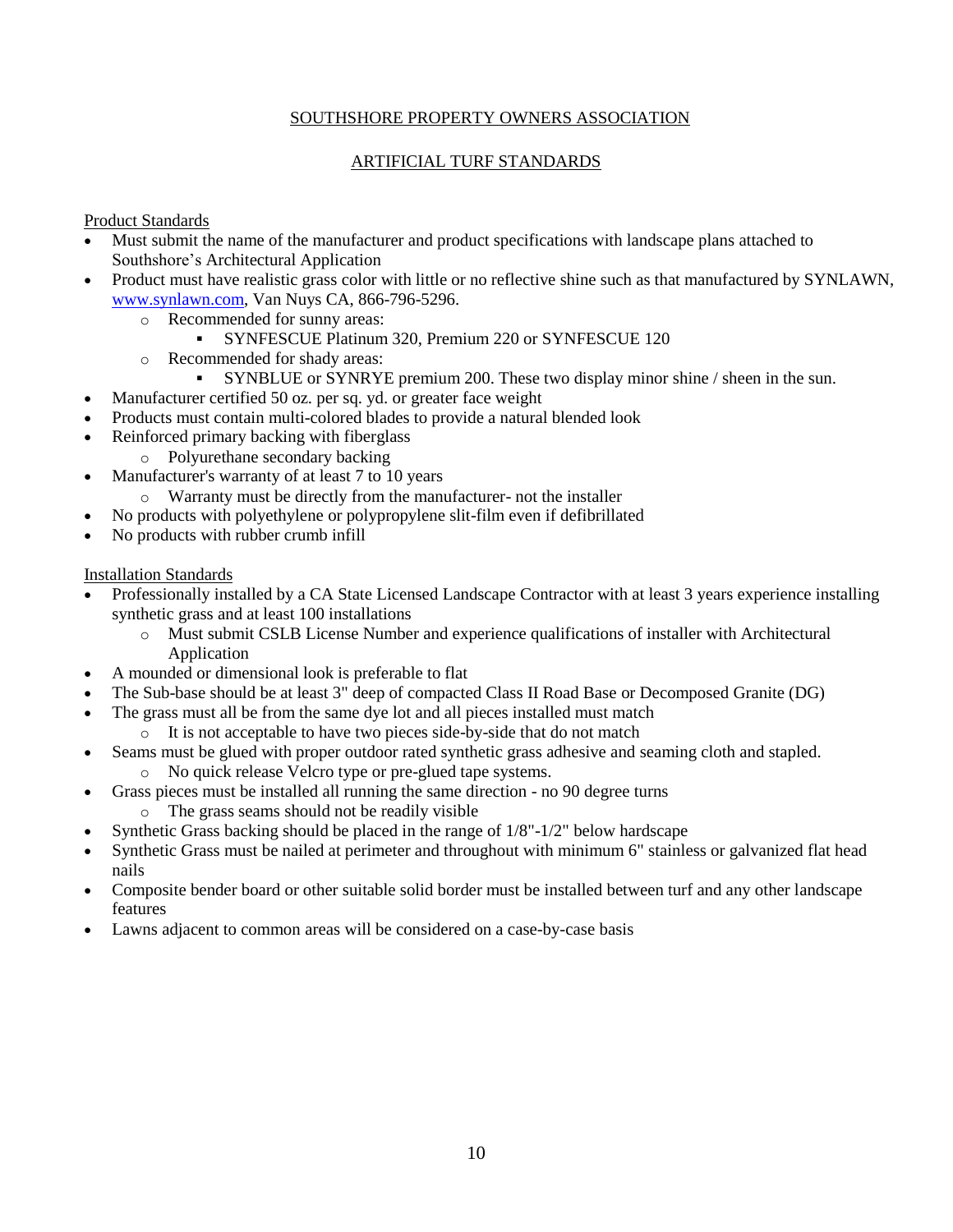# SOUTHSHORE PROPERTY OWNERS ASSOCIATION

## ARTIFICIAL TURF STANDARDS

### Product Standards

- Must submit the name of the manufacturer and product specifications with landscape plans attached to Southshore's Architectural Application
- Product must have realistic grass color with little or no reflective shine such as that manufactured by SYNLAWN, www.synlawn.com, Van Nuys CA, 866-796-5296.
  - Recommended for sunny areas:
    - SYNFESCUE Platinum 320, Premium 220 or SYNFESCUE 120
  - Recommended for shady areas:
    - SYNBLUE or SYNRYE premium 200. These two display minor shine / sheen in the sun.
- Manufacturer certified 50 oz. per sq. yd. or greater face weight
- Products must contain multi-colored blades to provide a natural blended look
- Reinforced primary backing with fiberglass
  - Polyurethane secondary backing
- Manufacturer's warranty of at least 7 to 10 years
  - Warranty must be directly from the manufacturer- not the installer
- No products with polyethylene or polypropylene slit-film even if defibrillated
- No products with rubber crumb infill

### Installation Standards

- Professionally installed by a CA State Licensed Landscape Contractor with at least 3 years experience installing synthetic grass and at least 100 installations
  - Must submit CSLB License Number and experience qualifications of installer with Architectural Application
- A mounded or dimensional look is preferable to flat
- The Sub-base should be at least 3" deep of compacted Class II Road Base or Decomposed Granite (DG)
- The grass must all be from the same dye lot and all pieces installed must match
  - It is not acceptable to have two pieces side-by-side that do not match
- Seams must be glued with proper outdoor rated synthetic grass adhesive and seaming cloth and stapled.
  - No quick release Velcro type or pre-glued tape systems.
- Grass pieces must be installed all running the same direction - no 90 degree turns
  - The grass seams should not be readily visible
- Synthetic Grass backing should be placed in the range of 1/8"-1/2" below hardscape
- Synthetic Grass must be nailed at perimeter and throughout with minimum 6" stainless or galvanized flat head nails
- Composite bender board or other suitable solid border must be installed between turf and any other landscape features
- Lawns adjacent to common areas will be considered on a case-by-case basis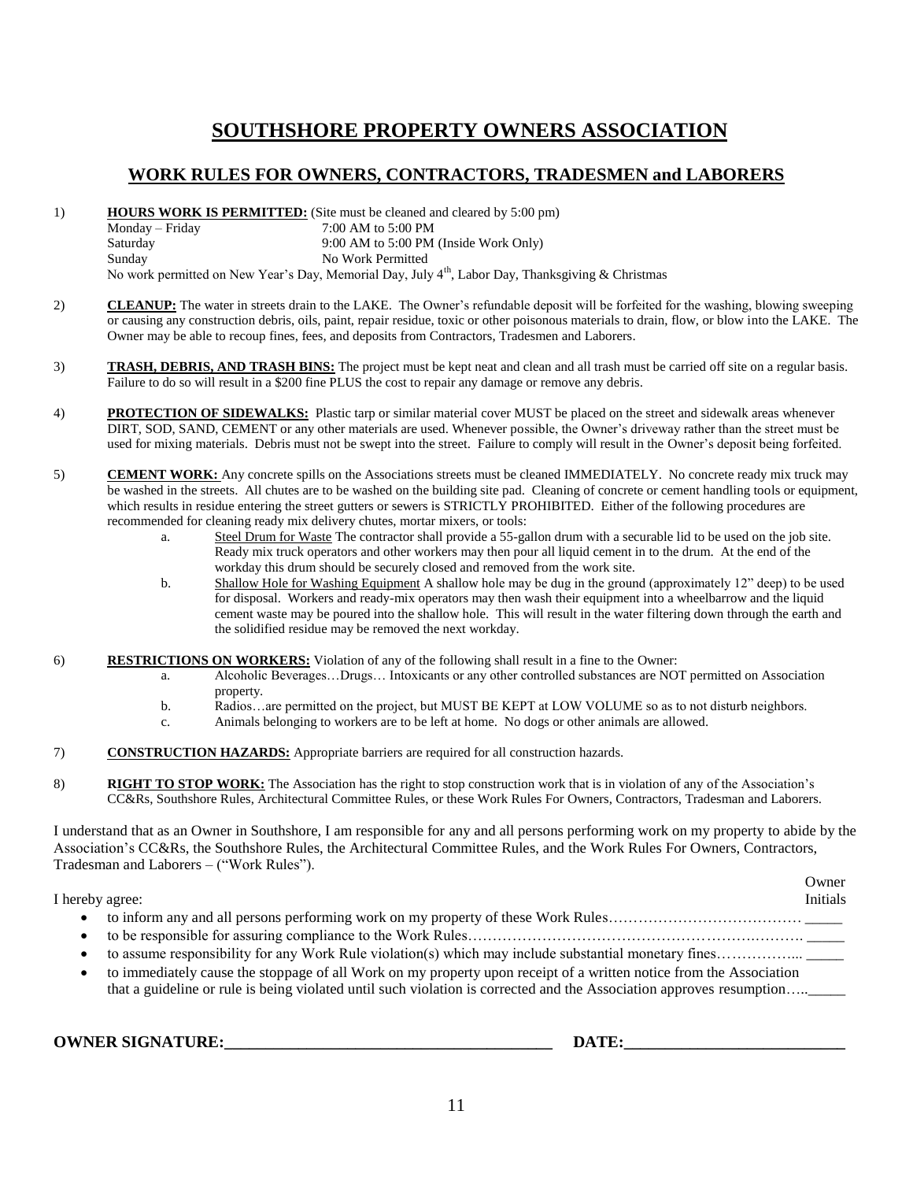# SOUTHSHORE PROPERTY OWNERS ASSOCIATION

## WORK RULES FOR OWNERS, CONTRACTORS, TRADESMEN and LABORERS

1) **HOURS WORK IS PERMITTED:** (Site must be cleaned and cleared by 5:00 pm)

| | |
|---|---|
| Monday – Friday | 7:00 AM to 5:00 PM |
| Saturday | 9:00 AM to 5:00 PM (Inside Work Only) |
| Sunday | No Work Permitted |

No work permitted on New Year's Day, Memorial Day, July 4th, Labor Day, Thanksgiving & Christmas

2) **CLEANUP:** The water in streets drain to the LAKE. The Owner's refundable deposit will be forfeited for the washing, blowing sweeping or causing any construction debris, oils, paint, repair residue, toxic or other poisonous materials to drain, flow, or blow into the LAKE. The Owner may be able to recoup fines, fees, and deposits from Contractors, Tradesmen and Laborers.

3) **TRASH, DEBRIS, AND TRASH BINS:** The project must be kept neat and clean and all trash must be carried off site on a regular basis. Failure to do so will result in a $200 fine PLUS the cost to repair any damage or remove any debris.

4) **PROTECTION OF SIDEWALKS:** Plastic tarp or similar material cover MUST be placed on the street and sidewalk areas whenever DIRT, SOD, SAND, CEMENT or any other materials are used. Whenever possible, the Owner's driveway rather than the street must be used for mixing materials. Debris must not be swept into the street. Failure to comply will result in the Owner's deposit being forfeited.

5) **CEMENT WORK:** Any concrete spills on the Associations streets must be cleaned IMMEDIATELY. No concrete ready mix truck may be washed in the streets. All chutes are to be washed on the building site pad. Cleaning of concrete or cement handling tools or equipment, which results in residue entering the street gutters or sewers is STRICTLY PROHIBITED. Either of the following procedures are recommended for cleaning ready mix delivery chutes, mortar mixers, or tools:
   a. Steel Drum for Waste The contractor shall provide a 55-gallon drum with a securable lid to be used on the job site. Ready mix truck operators and other workers may then pour all liquid cement in to the drum. At the end of the workday this drum should be securely closed and removed from the work site.
   b. Shallow Hole for Washing Equipment A shallow hole may be dug in the ground (approximately 12" deep) to be used for disposal. Workers and ready-mix operators may then wash their equipment into a wheelbarrow and the liquid cement waste may be poured into the shallow hole. This will result in the water filtering down through the earth and the solidified residue may be removed the next workday.

6) **RESTRICTIONS ON WORKERS:** Violation of any of the following shall result in a fine to the Owner:
   a. Alcoholic Beverages…Drugs… Intoxicants or any other controlled substances are NOT permitted on Association property.
   b. Radios…are permitted on the project, but MUST BE KEPT at LOW VOLUME so as to not disturb neighbors.
   c. Animals belonging to workers are to be left at home. No dogs or other animals are allowed.

7) **CONSTRUCTION HAZARDS:** Appropriate barriers are required for all construction hazards.

8) **RIGHT TO STOP WORK:** The Association has the right to stop construction work that is in violation of any of the Association's CC&Rs, Southshore Rules, Architectural Committee Rules, or these Work Rules For Owners, Contractors, Tradesman and Laborers.

I understand that as an Owner in Southshore, I am responsible for any and all persons performing work on my property to abide by the Association's CC&Rs, the Southshore Rules, the Architectural Committee Rules, and the Work Rules For Owners, Contractors, Tradesman and Laborers – ("Work Rules").

I hereby agree: (Owner Initials)

- to inform any and all persons performing work on my property of these Work Rules………………………………… _____
- to be responsible for assuring compliance to the Work Rules………………………………………………………. _____
- to assume responsibility for any Work Rule violation(s) which may include substantial monetary fines……………... _____
- to immediately cause the stoppage of all Work on my property upon receipt of a written notice from the Association that a guideline or rule is being violated until such violation is corrected and the Association approves resumption…..._____

**OWNER SIGNATURE:**_______________________________________ **DATE:**__________________________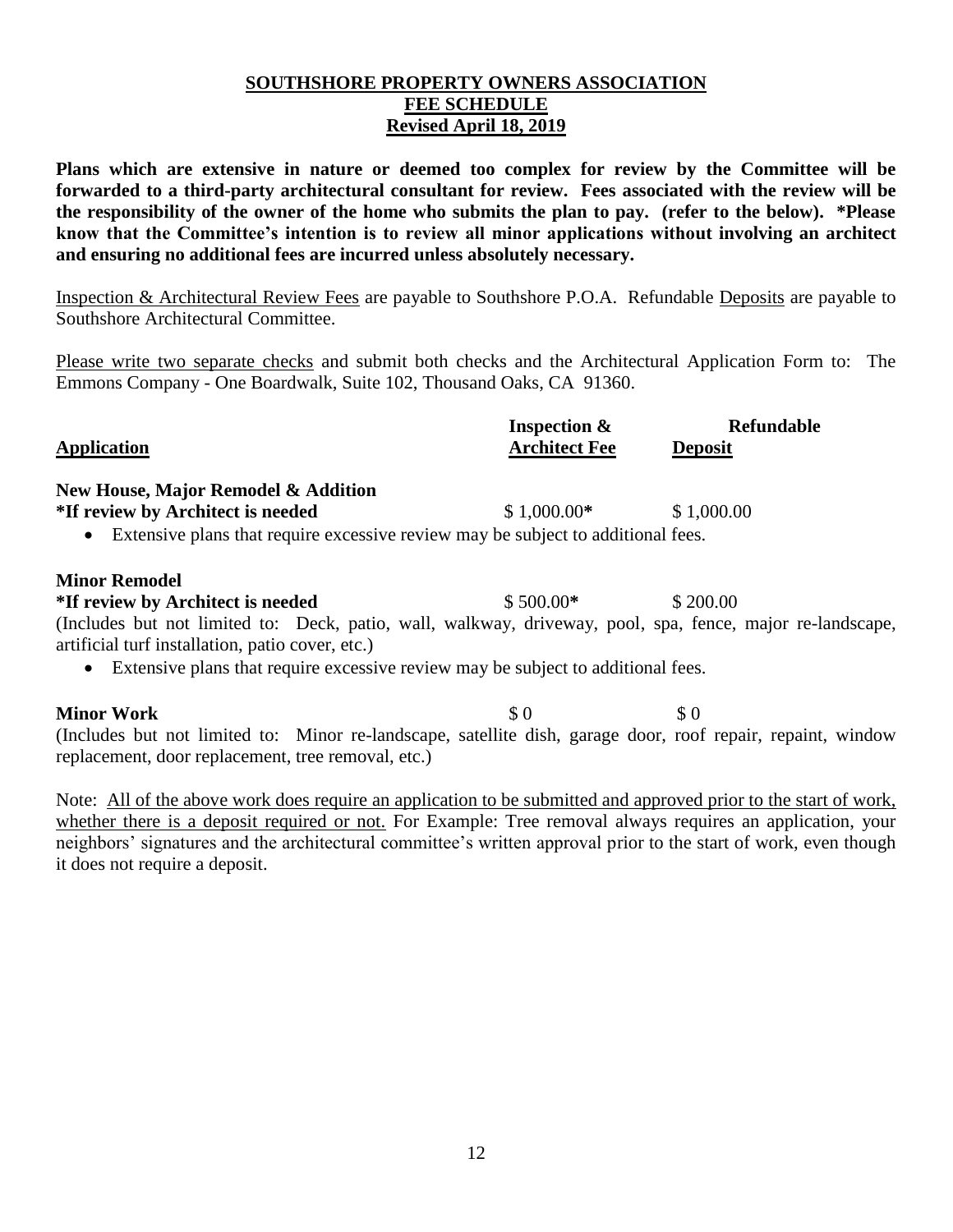# SOUTHSHORE PROPERTY OWNERS ASSOCIATION
## FEE SCHEDULE
### Revised April 18, 2019

**Plans which are extensive in nature or deemed too complex for review by the Committee will be forwarded to a third-party architectural consultant for review. Fees associated with the review will be the responsibility of the owner of the home who submits the plan to pay. (refer to the below). *Please know that the Committee's intention is to review all minor applications without involving an architect and ensuring no additional fees are incurred unless absolutely necessary.**

Inspection & Architectural Review Fees are payable to Southshore P.O.A. Refundable Deposits are payable to Southshore Architectural Committee.

Please write two separate checks and submit both checks and the Architectural Application Form to: The Emmons Company - One Boardwalk, Suite 102, Thousand Oaks, CA 91360.

| Application | Inspection & Architect Fee | Refundable Deposit |
|---|---|---|
| **New House, Major Remodel & Addition**<br>***If review by Architect is needed** | $ 1,000.00* | $ 1,000.00 |
| **Minor Remodel**<br>***If review by Architect is needed** | $ 500.00* | $ 200.00 |
| **Minor Work** | $ 0 | $ 0 |

**New House, Major Remodel & Addition**

- Extensive plans that require excessive review may be subject to additional fees.

**Minor Remodel**

(Includes but not limited to: Deck, patio, wall, walkway, driveway, pool, spa, fence, major re-landscape, artificial turf installation, patio cover, etc.)

- Extensive plans that require excessive review may be subject to additional fees.

**Minor Work**

(Includes but not limited to: Minor re-landscape, satellite dish, garage door, roof repair, repaint, window replacement, door replacement, tree removal, etc.)

Note: All of the above work does require an application to be submitted and approved prior to the start of work, whether there is a deposit required or not. For Example: Tree removal always requires an application, your neighbors' signatures and the architectural committee's written approval prior to the start of work, even though it does not require a deposit.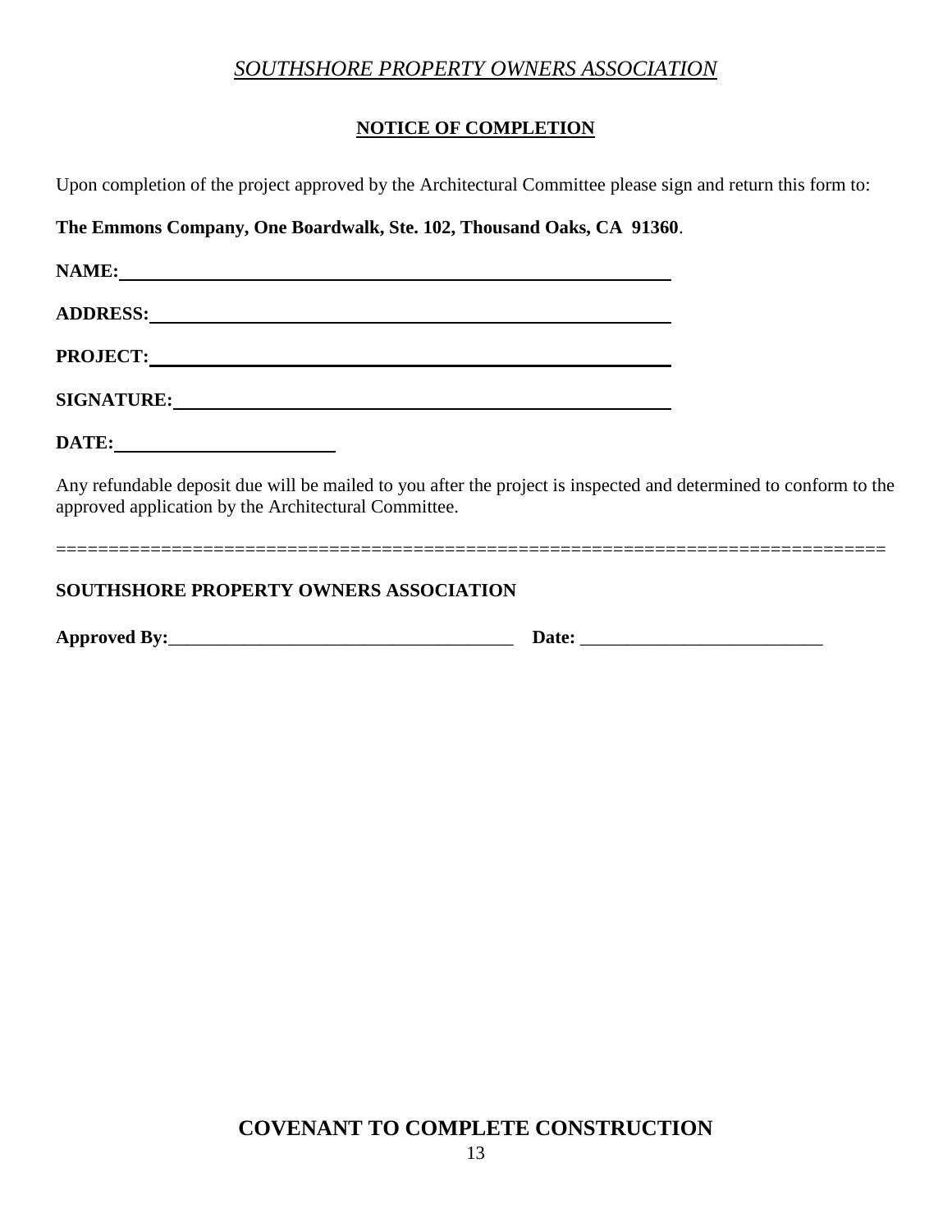*SOUTHSHORE PROPERTY OWNERS ASSOCIATION*

## NOTICE OF COMPLETION

Upon completion of the project approved by the Architectural Committee please sign and return this form to:

**The Emmons Company, One Boardwalk, Ste. 102, Thousand Oaks, CA 91360**.

**NAME:**\_\_\_\_\_\_\_\_\_\_\_\_\_\_\_\_\_\_\_\_\_\_\_\_\_\_\_\_\_\_\_\_\_\_\_\_\_\_\_\_\_\_\_\_\_\_\_\_\_\_

**ADDRESS:**\_\_\_\_\_\_\_\_\_\_\_\_\_\_\_\_\_\_\_\_\_\_\_\_\_\_\_\_\_\_\_\_\_\_\_\_\_\_\_\_\_\_\_\_\_\_

**PROJECT:**\_\_\_\_\_\_\_\_\_\_\_\_\_\_\_\_\_\_\_\_\_\_\_\_\_\_\_\_\_\_\_\_\_\_\_\_\_\_\_\_\_\_\_\_\_\_\_

**SIGNATURE:**\_\_\_\_\_\_\_\_\_\_\_\_\_\_\_\_\_\_\_\_\_\_\_\_\_\_\_\_\_\_\_\_\_\_\_\_\_\_\_\_\_\_\_\_

**DATE:**\_\_\_\_\_\_\_\_\_\_\_\_\_\_\_\_\_\_\_\_

Any refundable deposit due will be mailed to you after the project is inspected and determined to conform to the approved application by the Architectural Committee.

===============================================================================

**SOUTHSHORE PROPERTY OWNERS ASSOCIATION**

**Approved By:**\_\_\_\_\_\_\_\_\_\_\_\_\_\_\_\_\_\_\_\_\_\_\_\_\_\_\_\_\_\_\_\_\_\_\_\_\_ **Date:** \_\_\_\_\_\_\_\_\_\_\_\_\_\_\_\_\_\_\_\_\_\_\_\_\_\_

## COVENANT TO COMPLETE CONSTRUCTION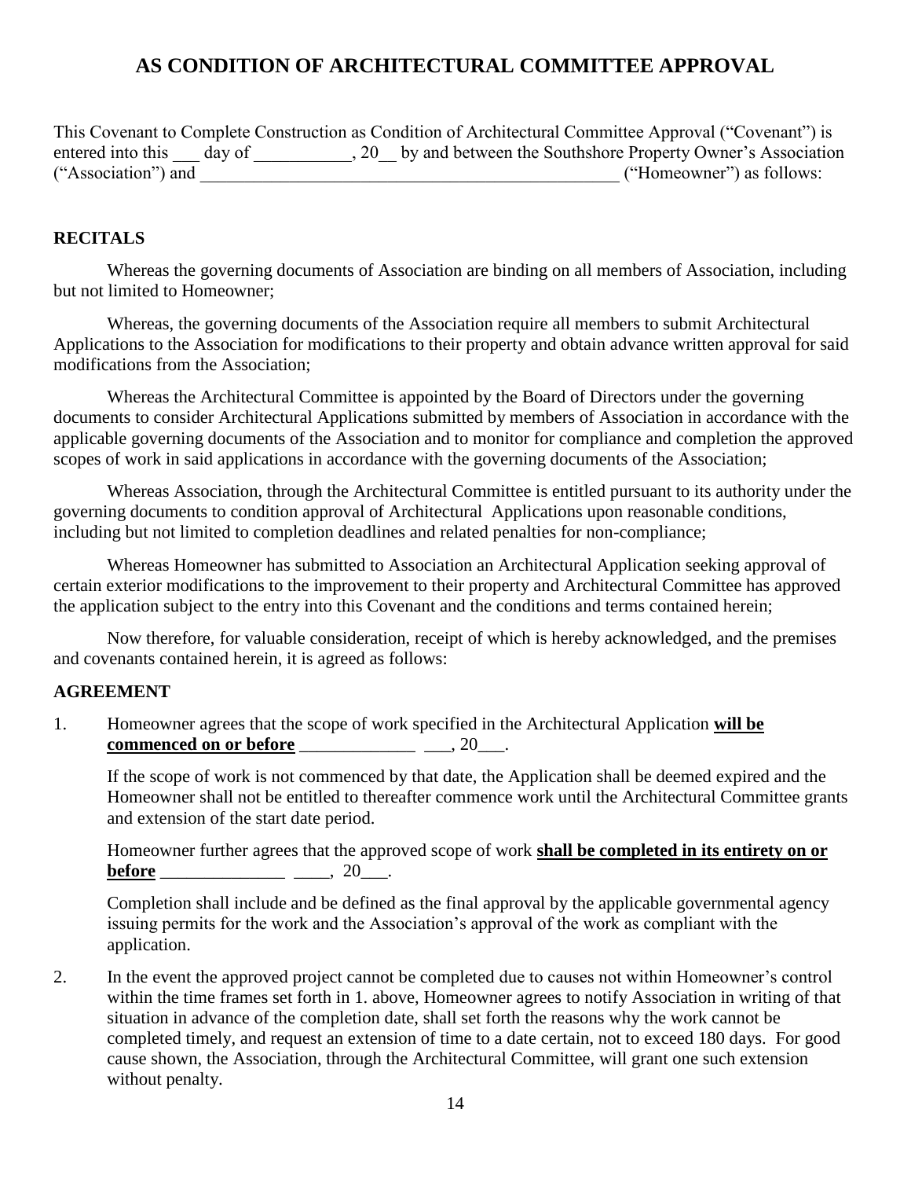## AS CONDITION OF ARCHITECTURAL COMMITTEE APPROVAL

This Covenant to Complete Construction as Condition of Architectural Committee Approval ("Covenant") is entered into this ___ day of ___________, 20__ by and between the Southshore Property Owner's Association ("Association") and __________________________________________________ ("Homeowner") as follows:

### RECITALS

Whereas the governing documents of Association are binding on all members of Association, including but not limited to Homeowner;

Whereas, the governing documents of the Association require all members to submit Architectural Applications to the Association for modifications to their property and obtain advance written approval for said modifications from the Association;

Whereas the Architectural Committee is appointed by the Board of Directors under the governing documents to consider Architectural Applications submitted by members of Association in accordance with the applicable governing documents of the Association and to monitor for compliance and completion the approved scopes of work in said applications in accordance with the governing documents of the Association;

Whereas Association, through the Architectural Committee is entitled pursuant to its authority under the governing documents to condition approval of Architectural Applications upon reasonable conditions, including but not limited to completion deadlines and related penalties for non-compliance;

Whereas Homeowner has submitted to Association an Architectural Application seeking approval of certain exterior modifications to the improvement to their property and Architectural Committee has approved the application subject to the entry into this Covenant and the conditions and terms contained herein;

Now therefore, for valuable consideration, receipt of which is hereby acknowledged, and the premises and covenants contained herein, it is agreed as follows:

### AGREEMENT

1. Homeowner agrees that the scope of work specified in the Architectural Application **will be commenced on or before** _____________ ___, 20___.

   If the scope of work is not commenced by that date, the Application shall be deemed expired and the Homeowner shall not be entitled to thereafter commence work until the Architectural Committee grants and extension of the start date period.

   Homeowner further agrees that the approved scope of work **shall be completed in its entirety on or before** ______________ ____, 20___.

   Completion shall include and be defined as the final approval by the applicable governmental agency issuing permits for the work and the Association's approval of the work as compliant with the application.

2. In the event the approved project cannot be completed due to causes not within Homeowner's control within the time frames set forth in 1. above, Homeowner agrees to notify Association in writing of that situation in advance of the completion date, shall set forth the reasons why the work cannot be completed timely, and request an extension of time to a date certain, not to exceed 180 days. For good cause shown, the Association, through the Architectural Committee, will grant one such extension without penalty.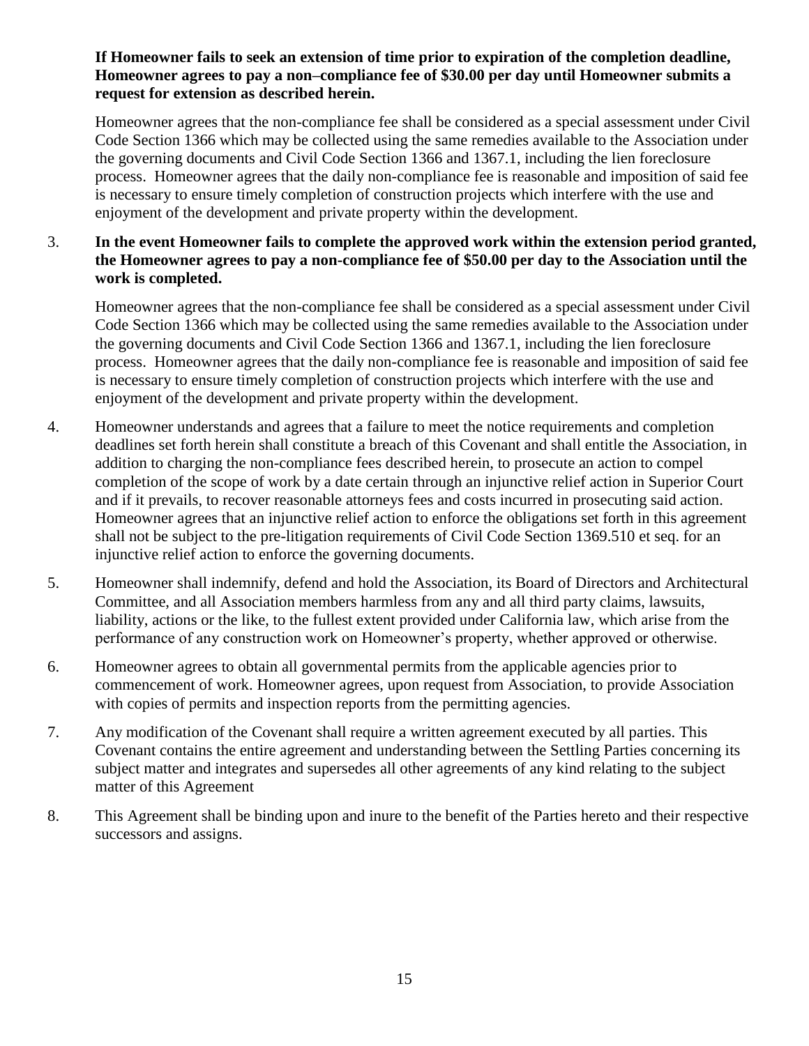**If Homeowner fails to seek an extension of time prior to expiration of the completion deadline, Homeowner agrees to pay a non–compliance fee of $30.00 per day until Homeowner submits a request for extension as described herein.**

Homeowner agrees that the non-compliance fee shall be considered as a special assessment under Civil Code Section 1366 which may be collected using the same remedies available to the Association under the governing documents and Civil Code Section 1366 and 1367.1, including the lien foreclosure process. Homeowner agrees that the daily non-compliance fee is reasonable and imposition of said fee is necessary to ensure timely completion of construction projects which interfere with the use and enjoyment of the development and private property within the development.

3. **In the event Homeowner fails to complete the approved work within the extension period granted, the Homeowner agrees to pay a non-compliance fee of $50.00 per day to the Association until the work is completed.**

   Homeowner agrees that the non-compliance fee shall be considered as a special assessment under Civil Code Section 1366 which may be collected using the same remedies available to the Association under the governing documents and Civil Code Section 1366 and 1367.1, including the lien foreclosure process. Homeowner agrees that the daily non-compliance fee is reasonable and imposition of said fee is necessary to ensure timely completion of construction projects which interfere with the use and enjoyment of the development and private property within the development.

4. Homeowner understands and agrees that a failure to meet the notice requirements and completion deadlines set forth herein shall constitute a breach of this Covenant and shall entitle the Association, in addition to charging the non-compliance fees described herein, to prosecute an action to compel completion of the scope of work by a date certain through an injunctive relief action in Superior Court and if it prevails, to recover reasonable attorneys fees and costs incurred in prosecuting said action. Homeowner agrees that an injunctive relief action to enforce the obligations set forth in this agreement shall not be subject to the pre-litigation requirements of Civil Code Section 1369.510 et seq. for an injunctive relief action to enforce the governing documents.

5. Homeowner shall indemnify, defend and hold the Association, its Board of Directors and Architectural Committee, and all Association members harmless from any and all third party claims, lawsuits, liability, actions or the like, to the fullest extent provided under California law, which arise from the performance of any construction work on Homeowner's property, whether approved or otherwise.

6. Homeowner agrees to obtain all governmental permits from the applicable agencies prior to commencement of work. Homeowner agrees, upon request from Association, to provide Association with copies of permits and inspection reports from the permitting agencies.

7. Any modification of the Covenant shall require a written agreement executed by all parties. This Covenant contains the entire agreement and understanding between the Settling Parties concerning its subject matter and integrates and supersedes all other agreements of any kind relating to the subject matter of this Agreement

8. This Agreement shall be binding upon and inure to the benefit of the Parties hereto and their respective successors and assigns.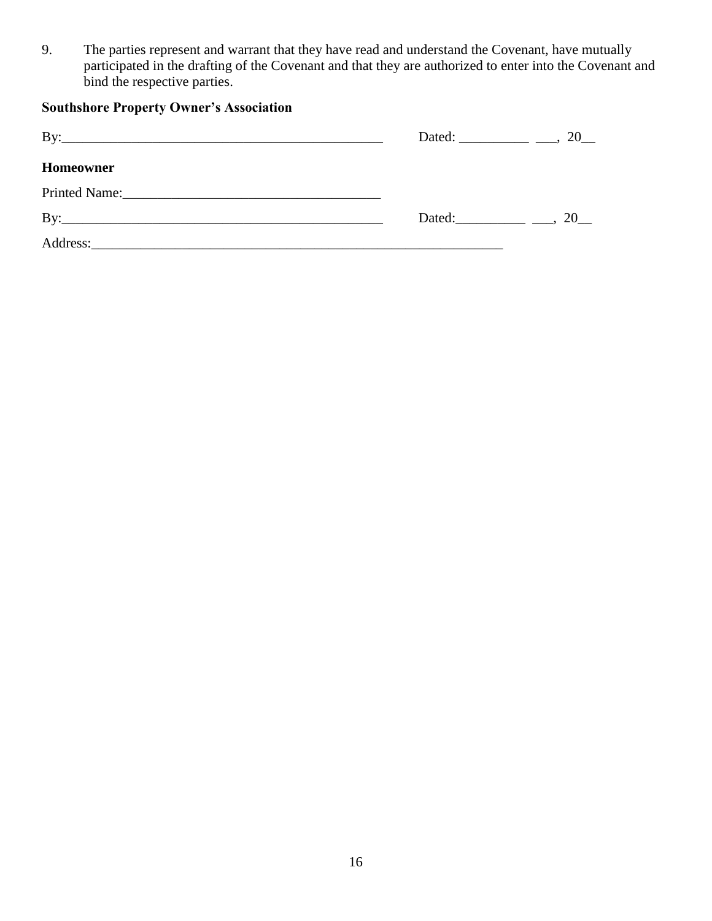9. The parties represent and warrant that they have read and understand the Covenant, have mutually participated in the drafting of the Covenant and that they are authorized to enter into the Covenant and bind the respective parties.

**Southshore Property Owner's Association**

By:_______________________________________________ Dated: __________ ___, 20__

**Homeowner**

Printed Name:_____________________________________

By:_______________________________________________ Dated:__________ ___, 20__

Address:______________________________________________________________